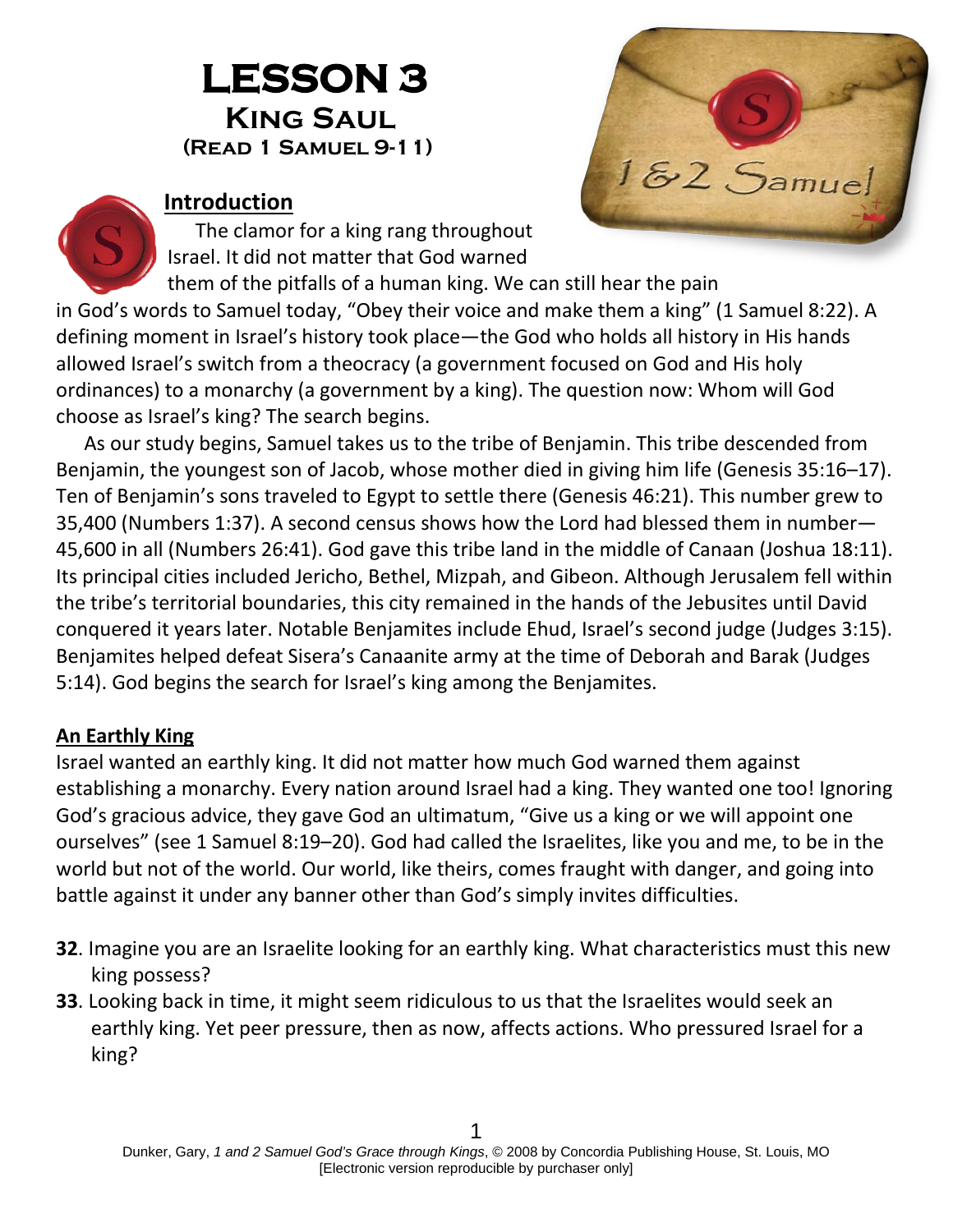# LESSON 3
## King Saul
### (Read 1 Samuel 9-11)

**Introduction**

The clamor for a king rang throughout Israel. It did not matter that God warned them of the pitfalls of a human king. We can still hear the pain in God's words to Samuel today, "Obey their voice and make them a king" (1 Samuel 8:22). A defining moment in Israel's history took place—the God who holds all history in His hands allowed Israel's switch from a theocracy (a government focused on God and His holy ordinances) to a monarchy (a government by a king). The question now: Whom will God choose as Israel's king? The search begins.

As our study begins, Samuel takes us to the tribe of Benjamin. This tribe descended from Benjamin, the youngest son of Jacob, whose mother died in giving him life (Genesis 35:16–17). Ten of Benjamin's sons traveled to Egypt to settle there (Genesis 46:21). This number grew to 35,400 (Numbers 1:37). A second census shows how the Lord had blessed them in number—45,600 in all (Numbers 26:41). God gave this tribe land in the middle of Canaan (Joshua 18:11). Its principal cities included Jericho, Bethel, Mizpah, and Gibeon. Although Jerusalem fell within the tribe's territorial boundaries, this city remained in the hands of the Jebusites until David conquered it years later. Notable Benjamites include Ehud, Israel's second judge (Judges 3:15). Benjamites helped defeat Sisera's Canaanite army at the time of Deborah and Barak (Judges 5:14). God begins the search for Israel's king among the Benjamites.

**An Earthly King**

Israel wanted an earthly king. It did not matter how much God warned them against establishing a monarchy. Every nation around Israel had a king. They wanted one too! Ignoring God's gracious advice, they gave God an ultimatum, "Give us a king or we will appoint one ourselves" (see 1 Samuel 8:19–20). God had called the Israelites, like you and me, to be in the world but not of the world. Our world, like theirs, comes fraught with danger, and going into battle against it under any banner other than God's simply invites difficulties.

**32**. Imagine you are an Israelite looking for an earthly king. What characteristics must this new king possess?

**33**. Looking back in time, it might seem ridiculous to us that the Israelites would seek an earthly king. Yet peer pressure, then as now, affects actions. Who pressured Israel for a king?

Dunker, Gary, *1 and 2 Samuel God's Grace through Kings*, © 2008 by Concordia Publishing House, St. Louis, MO
[Electronic version reproducible by purchaser only]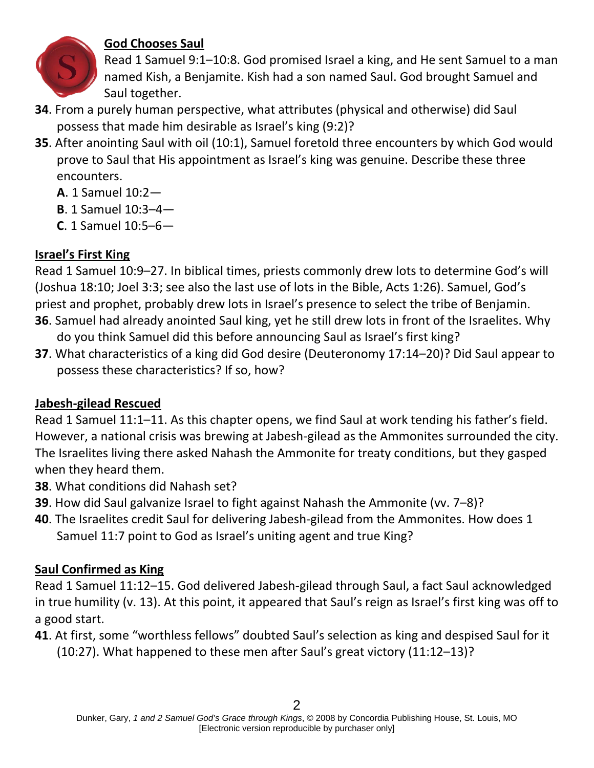## God Chooses Saul

Read 1 Samuel 9:1–10:8. God promised Israel a king, and He sent Samuel to a man named Kish, a Benjamite. Kish had a son named Saul. God brought Samuel and Saul together.

**34**. From a purely human perspective, what attributes (physical and otherwise) did Saul possess that made him desirable as Israel's king (9:2)?

**35**. After anointing Saul with oil (10:1), Samuel foretold three encounters by which God would prove to Saul that His appointment as Israel's king was genuine. Describe these three encounters.

**A**. 1 Samuel 10:2—

**B**. 1 Samuel 10:3–4—

**C**. 1 Samuel 10:5–6—

## Israel's First King

Read 1 Samuel 10:9–27. In biblical times, priests commonly drew lots to determine God's will (Joshua 18:10; Joel 3:3; see also the last use of lots in the Bible, Acts 1:26). Samuel, God's priest and prophet, probably drew lots in Israel's presence to select the tribe of Benjamin.

**36**. Samuel had already anointed Saul king, yet he still drew lots in front of the Israelites. Why do you think Samuel did this before announcing Saul as Israel's first king?

**37**. What characteristics of a king did God desire (Deuteronomy 17:14–20)? Did Saul appear to possess these characteristics? If so, how?

## Jabesh-gilead Rescued

Read 1 Samuel 11:1–11. As this chapter opens, we find Saul at work tending his father's field. However, a national crisis was brewing at Jabesh-gilead as the Ammonites surrounded the city. The Israelites living there asked Nahash the Ammonite for treaty conditions, but they gasped when they heard them.

**38**. What conditions did Nahash set?

**39**. How did Saul galvanize Israel to fight against Nahash the Ammonite (vv. 7–8)?

**40**. The Israelites credit Saul for delivering Jabesh-gilead from the Ammonites. How does 1 Samuel 11:7 point to God as Israel's uniting agent and true King?

## Saul Confirmed as King

Read 1 Samuel 11:12–15. God delivered Jabesh-gilead through Saul, a fact Saul acknowledged in true humility (v. 13). At this point, it appeared that Saul's reign as Israel's first king was off to a good start.

**41**. At first, some "worthless fellows" doubted Saul's selection as king and despised Saul for it (10:27). What happened to these men after Saul's great victory (11:12–13)?

Dunker, Gary, *1 and 2 Samuel God's Grace through Kings*, © 2008 by Concordia Publishing House, St. Louis, MO
[Electronic version reproducible by purchaser only]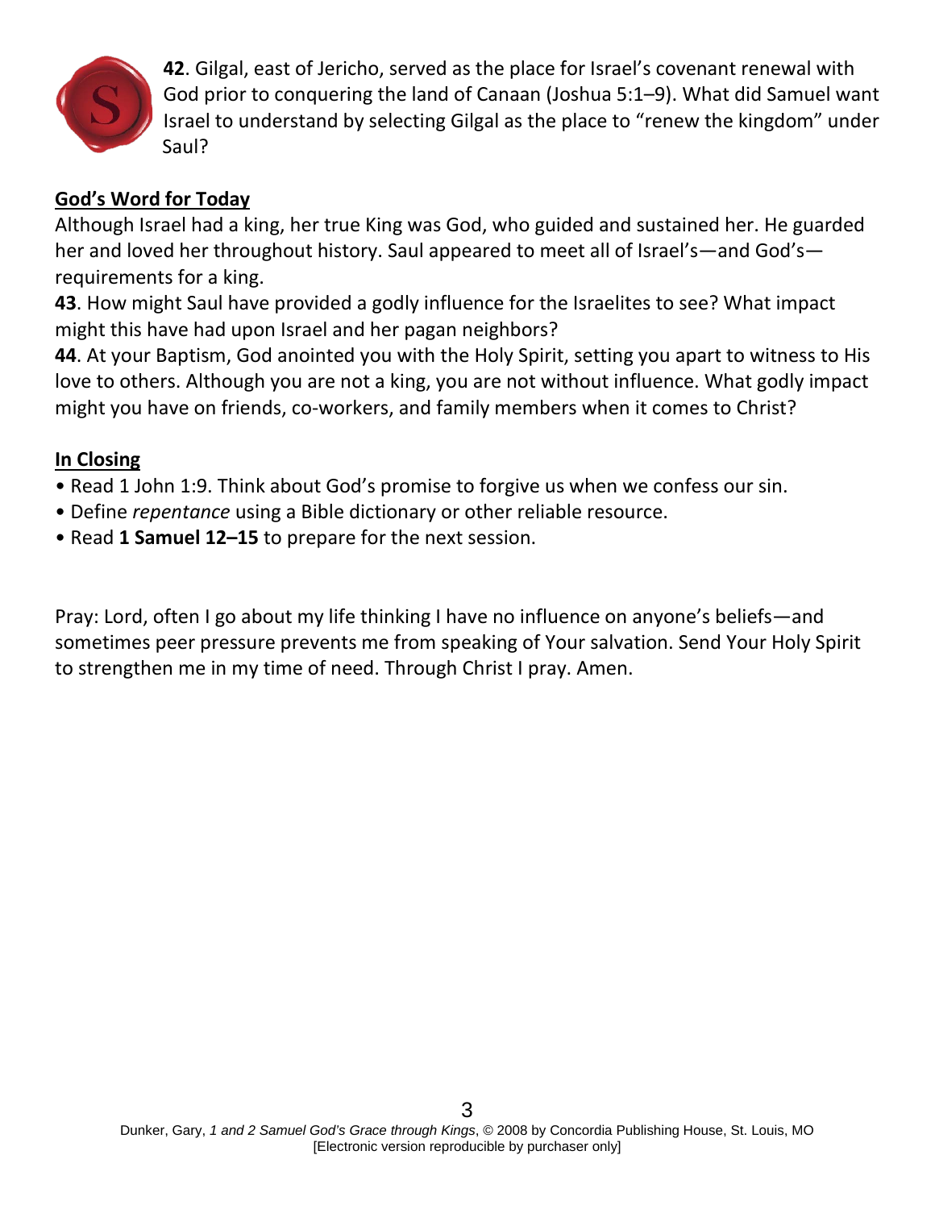**42**. Gilgal, east of Jericho, served as the place for Israel's covenant renewal with God prior to conquering the land of Canaan (Joshua 5:1–9). What did Samuel want Israel to understand by selecting Gilgal as the place to "renew the kingdom" under Saul?

## God's Word for Today

Although Israel had a king, her true King was God, who guided and sustained her. He guarded her and loved her throughout history. Saul appeared to meet all of Israel's—and God's—requirements for a king.

**43**. How might Saul have provided a godly influence for the Israelites to see? What impact might this have had upon Israel and her pagan neighbors?

**44**. At your Baptism, God anointed you with the Holy Spirit, setting you apart to witness to His love to others. Although you are not a king, you are not without influence. What godly impact might you have on friends, co-workers, and family members when it comes to Christ?

## In Closing

- Read 1 John 1:9. Think about God's promise to forgive us when we confess our sin.
- Define *repentance* using a Bible dictionary or other reliable resource.
- Read **1 Samuel 12–15** to prepare for the next session.

Pray: Lord, often I go about my life thinking I have no influence on anyone's beliefs—and sometimes peer pressure prevents me from speaking of Your salvation. Send Your Holy Spirit to strengthen me in my time of need. Through Christ I pray. Amen.